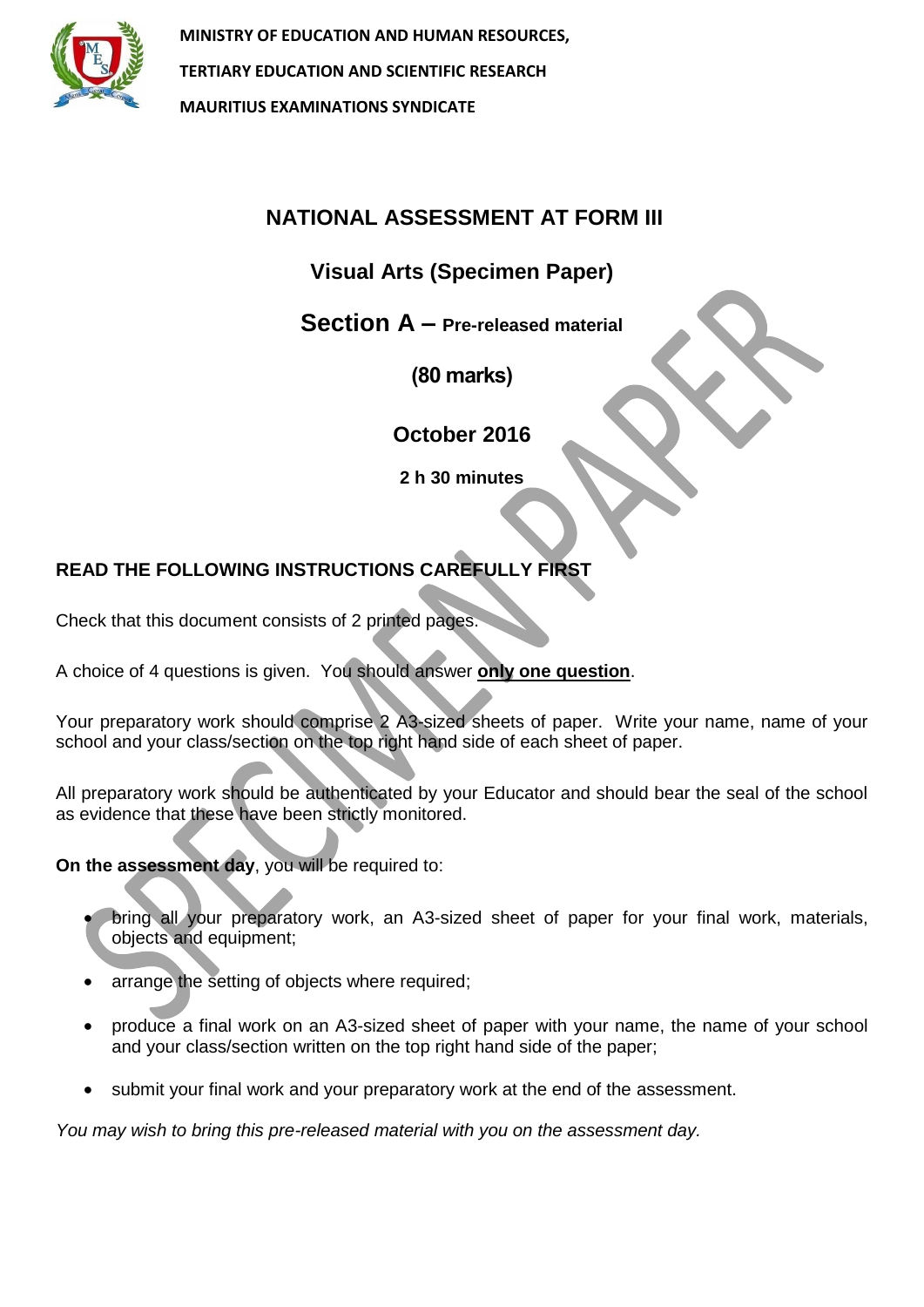**MINISTRY OF EDUCATION AND HUMAN RESOURCES,**

**TERTIARY EDUCATION AND SCIENTIFIC RESEARCH**

**MAURITIUS EXAMINATIONS SYNDICATE**

# NATIONAL ASSESSMENT AT FORM III

## Visual Arts (Specimen Paper)

## Section A – Pre-released material

**(80 marks)**

**October 2016**

**2 h 30 minutes**

**READ THE FOLLOWING INSTRUCTIONS CAREFULLY FIRST**

Check that this document consists of 2 printed pages.

A choice of 4 questions is given. You should answer **only one question**.

Your preparatory work should comprise 2 A3-sized sheets of paper. Write your name, name of your school and your class/section on the top right hand side of each sheet of paper.

All preparatory work should be authenticated by your Educator and should bear the seal of the school as evidence that these have been strictly monitored.

**On the assessment day**, you will be required to:

- bring all your preparatory work, an A3-sized sheet of paper for your final work, materials, objects and equipment;
- arrange the setting of objects where required;
- produce a final work on an A3-sized sheet of paper with your name, the name of your school and your class/section written on the top right hand side of the paper;
- submit your final work and your preparatory work at the end of the assessment.

*You may wish to bring this pre-released material with you on the assessment day.*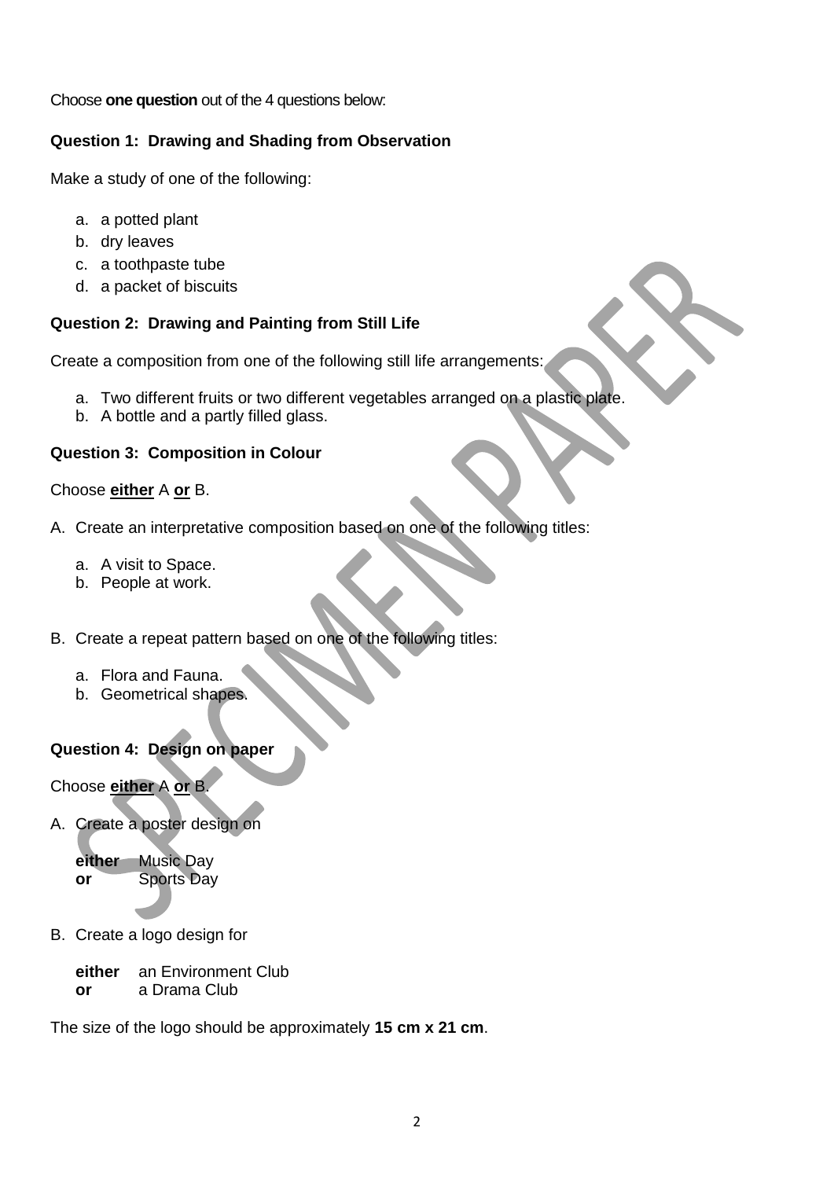Choose **one question** out of the 4 questions below:

**Question 1: Drawing and Shading from Observation**

Make a study of one of the following:

a. a potted plant
b. dry leaves
c. a toothpaste tube
d. a packet of biscuits

**Question 2: Drawing and Painting from Still Life**

Create a composition from one of the following still life arrangements:

a. Two different fruits or two different vegetables arranged on a plastic plate.
b. A bottle and a partly filled glass.

**Question 3: Composition in Colour**

Choose **<u>either</u>** A **<u>or</u>** B.

A. Create an interpretative composition based on one of the following titles:

   a. A visit to Space.
   b. People at work.

B. Create a repeat pattern based on one of the following titles:

   a. Flora and Fauna.
   b. Geometrical shapes.

**Question 4: Design on paper**

Choose **<u>either</u>** A **<u>or</u>** B.

A. Create a poster design on

   **either** Music Day
   **or** Sports Day

B. Create a logo design for

   **either** an Environment Club
   **or** a Drama Club

The size of the logo should be approximately **15 cm x 21 cm**.